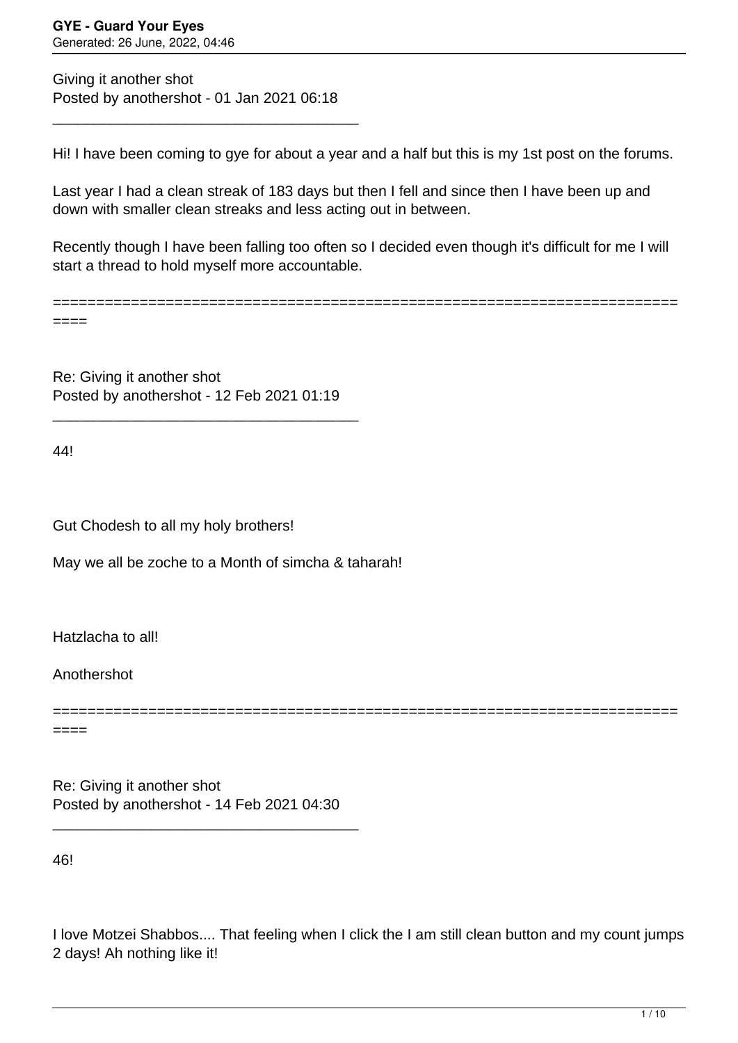Giving it another shot
Posted by anothershot - 01 Jan 2021 06:18

---

Hi! I have been coming to gye for about a year and a half but this is my 1st post on the forums.

Last year I had a clean streak of 183 days but then I fell and since then I have been up and down with smaller clean streaks and less acting out in between.

Recently though I have been falling too often so I decided even though it's difficult for me I will start a thread to hold myself more accountable.

============================================================================

Re: Giving it another shot
Posted by anothershot - 12 Feb 2021 01:19

---

44!

Gut Chodesh to all my holy brothers!

May we all be zoche to a Month of simcha & taharah!

Hatzlacha to all!

Anothershot

============================================================================

Re: Giving it another shot
Posted by anothershot - 14 Feb 2021 04:30

---

46!

I love Motzei Shabbos.... That feeling when I click the I am still clean button and my count jumps 2 days! Ah nothing like it!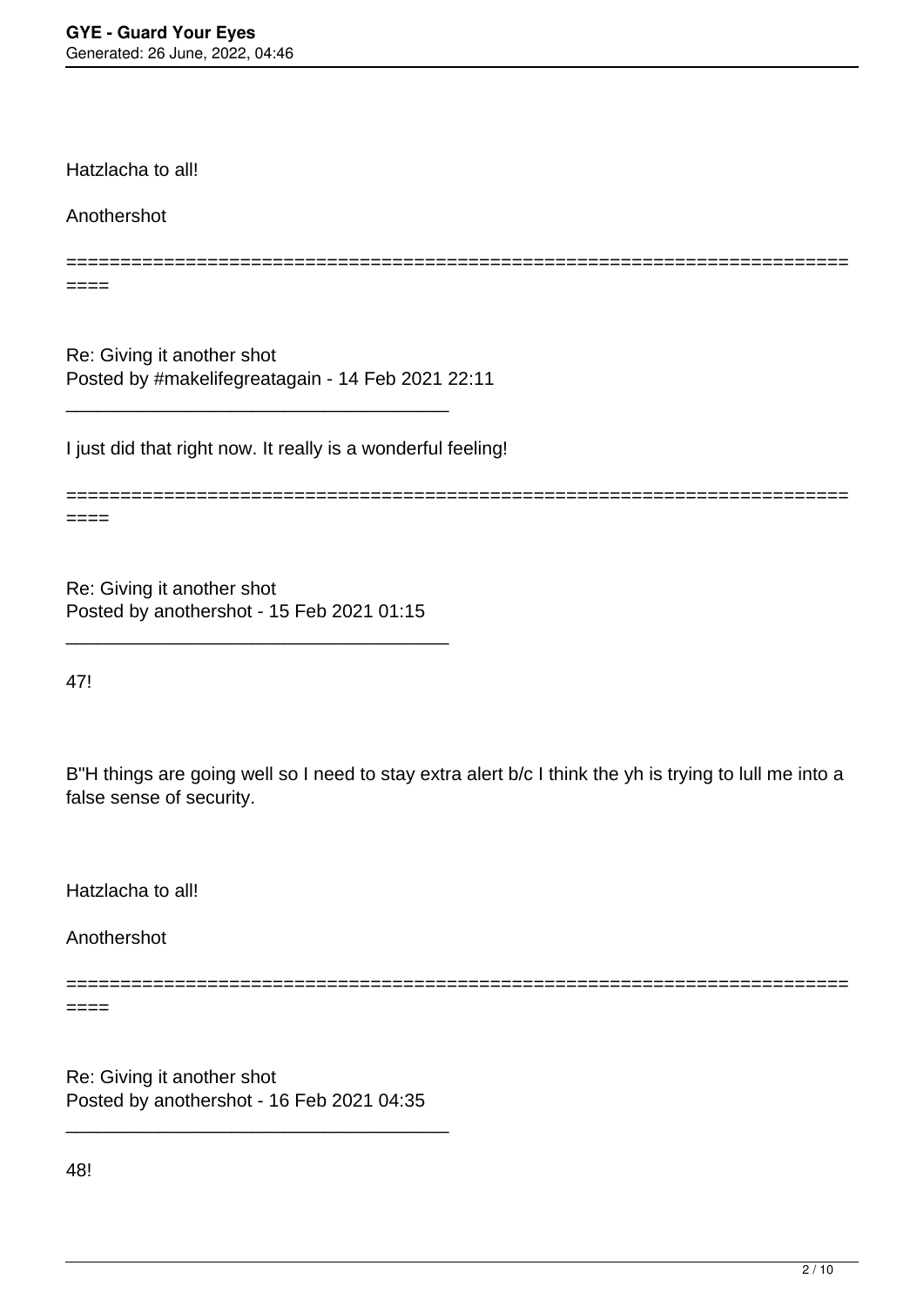Hatzlacha to all!

Anothershot

========================================================================

Re: Giving it another shot
Posted by #makelifegreatagain - 14 Feb 2021 22:11

_____________________________________

I just did that right now. It really is a wonderful feeling!

========================================================================

Re: Giving it another shot
Posted by anothershot - 15 Feb 2021 01:15

_____________________________________

47!

B"H things are going well so I need to stay extra alert b/c I think the yh is trying to lull me into a false sense of security.

Hatzlacha to all!

Anothershot

========================================================================

Re: Giving it another shot
Posted by anothershot - 16 Feb 2021 04:35

_____________________________________

48!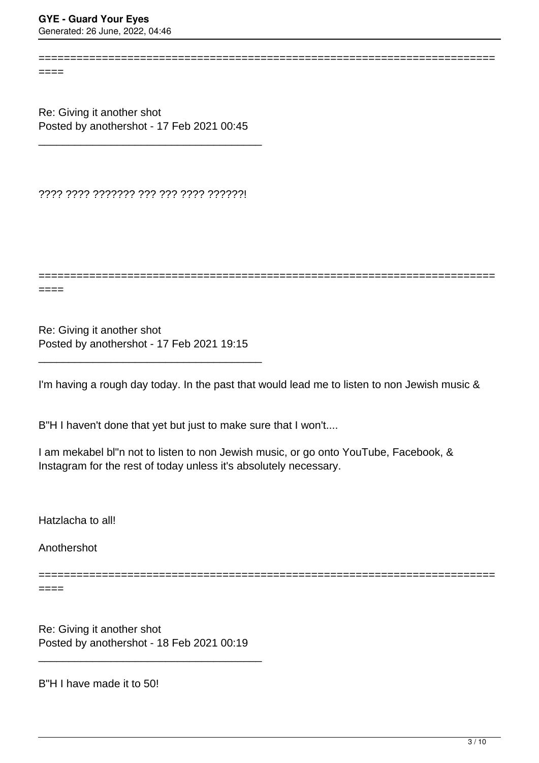========================================================================
====

Re: Giving it another shot
Posted by anothershot - 17 Feb 2021 00:45

_____________________________________

???? ???? ??????? ??? ??? ???? ??????!

========================================================================
====

Re: Giving it another shot
Posted by anothershot - 17 Feb 2021 19:15

_____________________________________

I'm having a rough day today. In the past that would lead me to listen to non Jewish music &

B"H I haven't done that yet but just to make sure that I won't....

I am mekabel bl"n not to listen to non Jewish music, or go onto YouTube, Facebook, & Instagram for the rest of today unless it's absolutely necessary.

Hatzlacha to all!

Anothershot

========================================================================
====

Re: Giving it another shot
Posted by anothershot - 18 Feb 2021 00:19

_____________________________________

B"H I have made it to 50!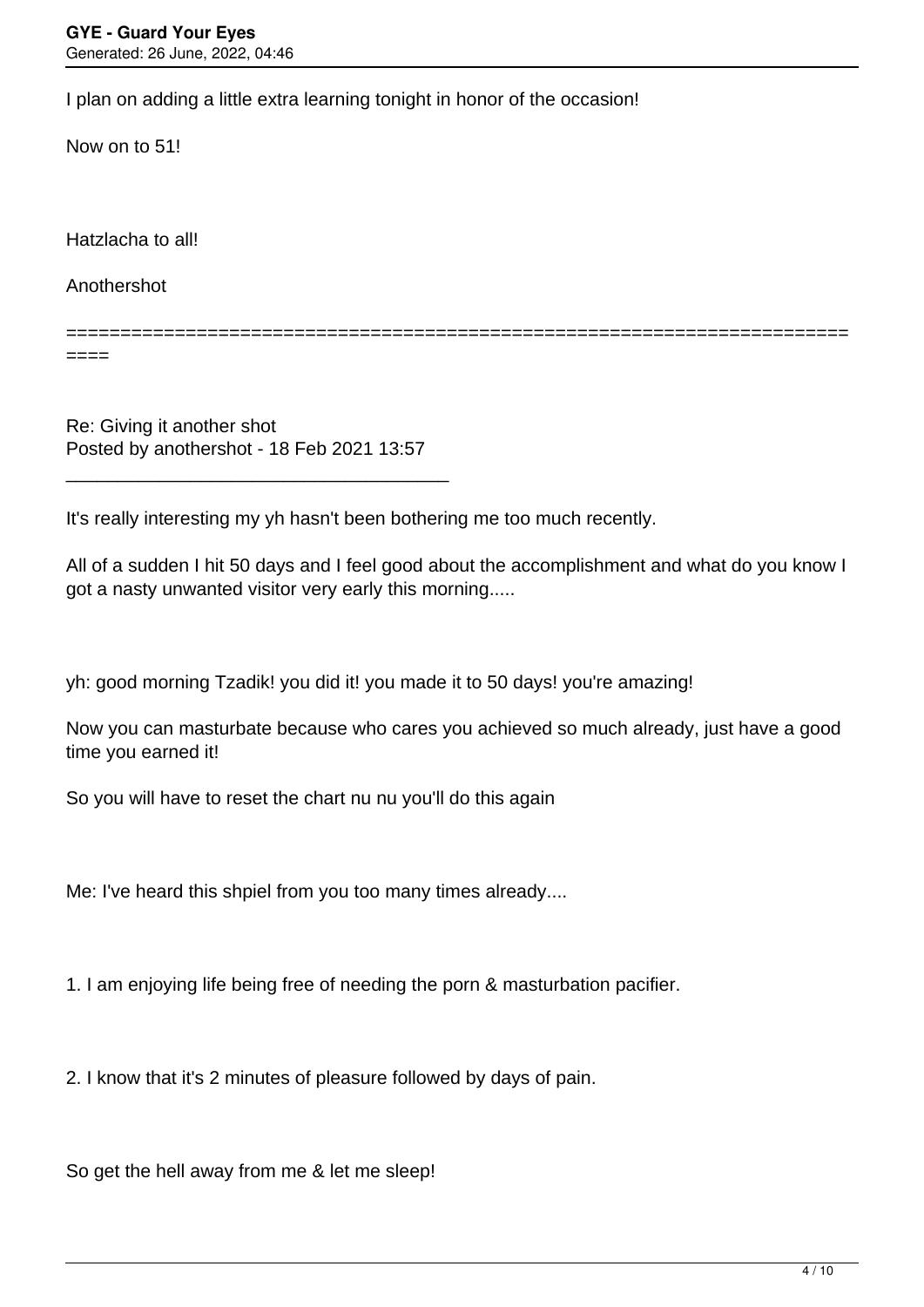I plan on adding a little extra learning tonight in honor of the occasion!

Now on to 51!

Hatzlacha to all!

Anothershot

============================================================================

Re: Giving it another shot
Posted by anothershot - 18 Feb 2021 13:57

_____________________________________

It's really interesting my yh hasn't been bothering me too much recently.

All of a sudden I hit 50 days and I feel good about the accomplishment and what do you know I got a nasty unwanted visitor very early this morning.....

yh: good morning Tzadik! you did it! you made it to 50 days! you're amazing!

Now you can masturbate because who cares you achieved so much already, just have a good time you earned it!

So you will have to reset the chart nu nu you'll do this again

Me: I've heard this shpiel from you too many times already....

1. I am enjoying life being free of needing the porn & masturbation pacifier.

2. I know that it's 2 minutes of pleasure followed by days of pain.

So get the hell away from me & let me sleep!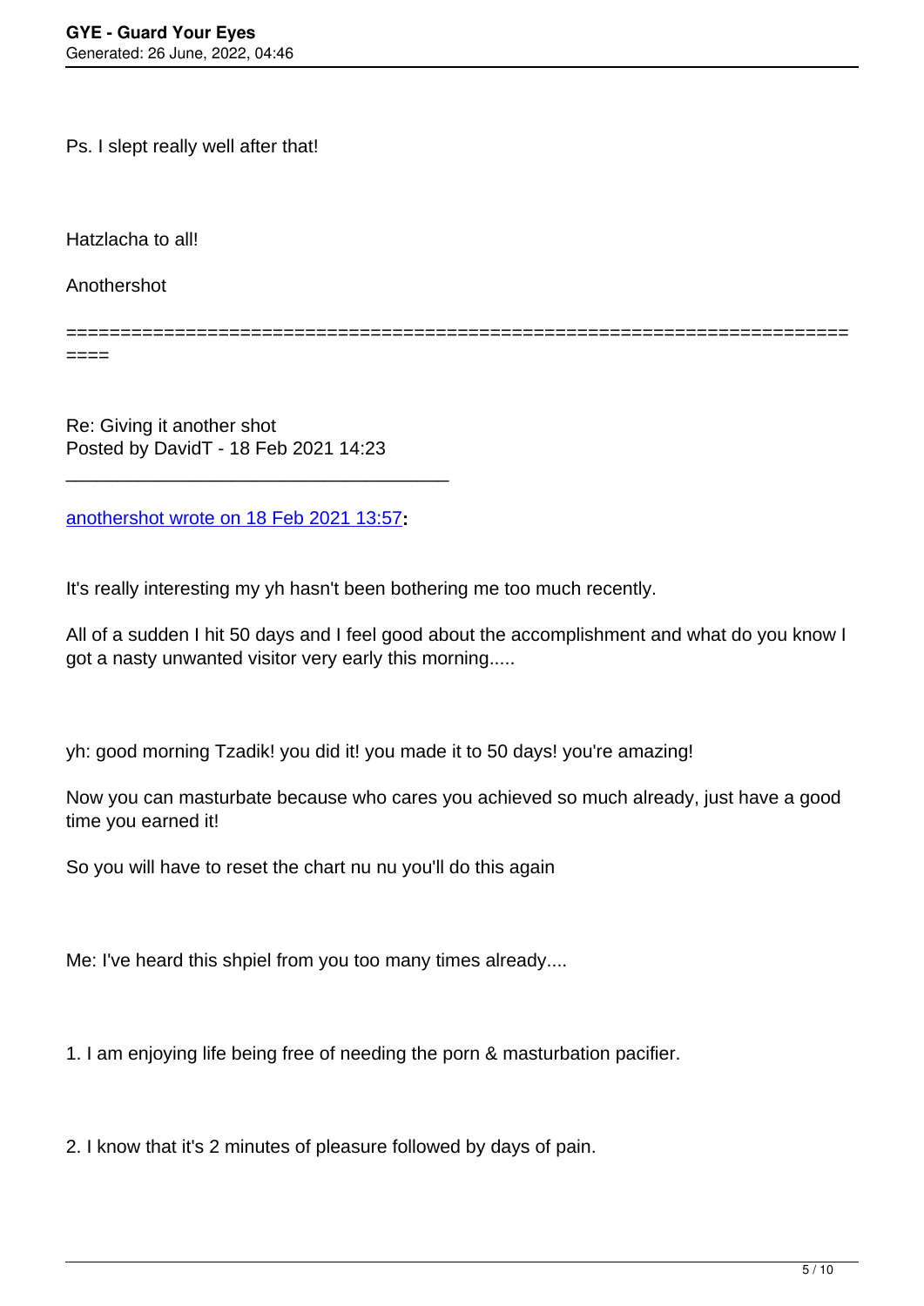Ps. I slept really well after that!

Hatzlacha to all!

Anothershot

============================================================================

Re: Giving it another shot
Posted by DavidT - 18 Feb 2021 14:23

---

anothershot wrote on 18 Feb 2021 13:57**:**

It's really interesting my yh hasn't been bothering me too much recently.

All of a sudden I hit 50 days and I feel good about the accomplishment and what do you know I got a nasty unwanted visitor very early this morning.....

yh: good morning Tzadik! you did it! you made it to 50 days! you're amazing!

Now you can masturbate because who cares you achieved so much already, just have a good time you earned it!

So you will have to reset the chart nu nu you'll do this again

Me: I've heard this shpiel from you too many times already....

1. I am enjoying life being free of needing the porn & masturbation pacifier.

2. I know that it's 2 minutes of pleasure followed by days of pain.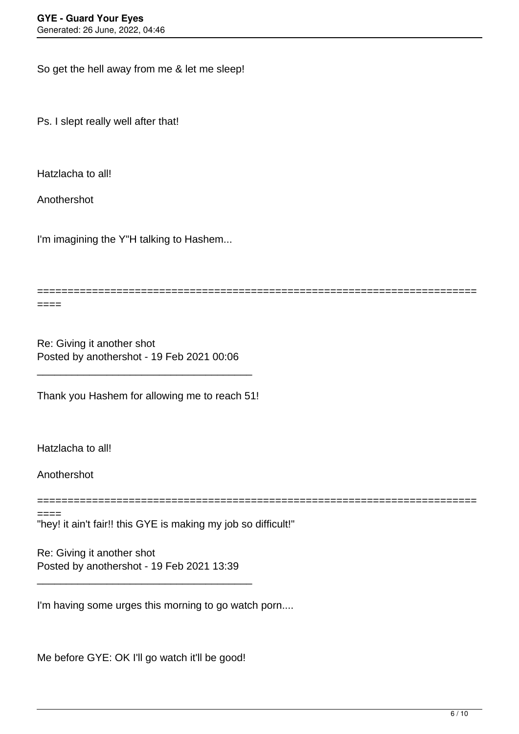So get the hell away from me & let me sleep!

Ps. I slept really well after that!

Hatzlacha to all!

Anothershot

I'm imagining the Y"H talking to Hashem...

========================================================================

Re: Giving it another shot
Posted by anothershot - 19 Feb 2021 00:06

---

Thank you Hashem for allowing me to reach 51!

Hatzlacha to all!

Anothershot

========================================================================

"hey! it ain't fair!! this GYE is making my job so difficult!"

Re: Giving it another shot
Posted by anothershot - 19 Feb 2021 13:39

---

I'm having some urges this morning to go watch porn....

Me before GYE: OK I'll go watch it'll be good!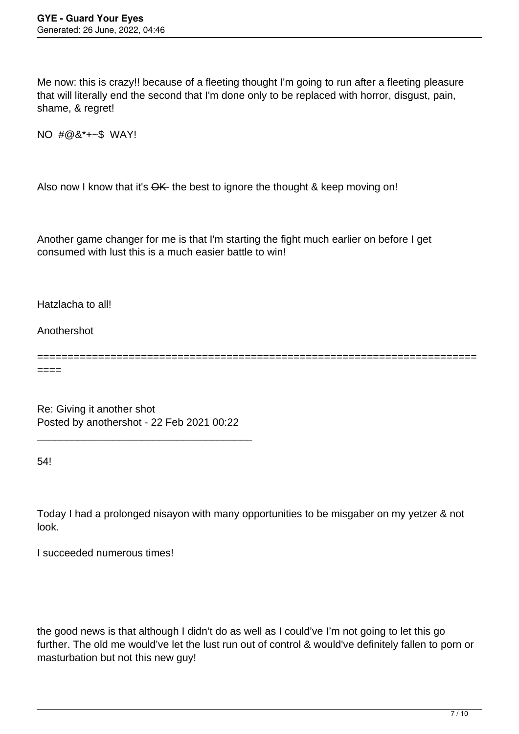Me now: this is crazy!! because of a fleeting thought I'm going to run after a fleeting pleasure that will literally end the second that I'm done only to be replaced with horror, disgust, pain, shame, & regret!

NO #@&*+~$ WAY!

Also now I know that it's ~~OK~~ the best to ignore the thought & keep moving on!

Another game changer for me is that I'm starting the fight much earlier on before I get consumed with lust this is a much easier battle to win!

Hatzlacha to all!

Anothershot

============================================================================

Re: Giving it another shot
Posted by anothershot - 22 Feb 2021 00:22

_____________________________________

54!

Today I had a prolonged nisayon with many opportunities to be misgaber on my yetzer & not look.

I succeeded numerous times!

the good news is that although I didn't do as well as I could've I'm not going to let this go further. The old me would've let the lust run out of control & would've definitely fallen to porn or masturbation but not this new guy!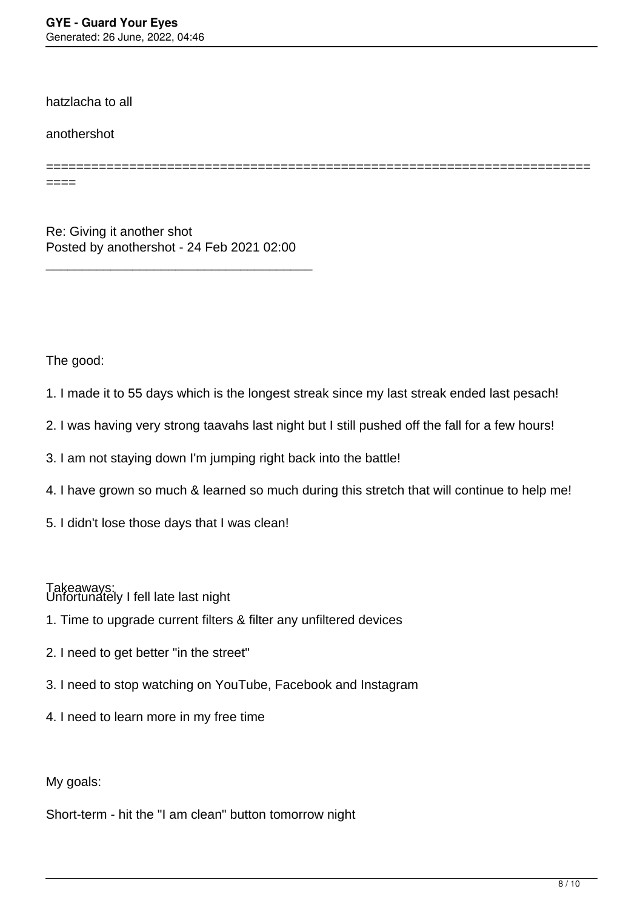hatzlacha to all

anothershot

============================================================================

Re: Giving it another shot
Posted by anothershot - 24 Feb 2021 02:00

---

Unfortunately I fell late last night

The good:

1. I made it to 55 days which is the longest streak since my last streak ended last pesach!

2. I was having very strong taavahs last night but I still pushed off the fall for a few hours!

3. I am not staying down I'm jumping right back into the battle!

4. I have grown so much & learned so much during this stretch that will continue to help me!

5. I didn't lose those days that I was clean!

Takeaways:

1. Time to upgrade current filters & filter any unfiltered devices

2. I need to get better "in the street"

3. I need to stop watching on YouTube, Facebook and Instagram

4. I need to learn more in my free time

My goals:

Short-term - hit the "I am clean" button tomorrow night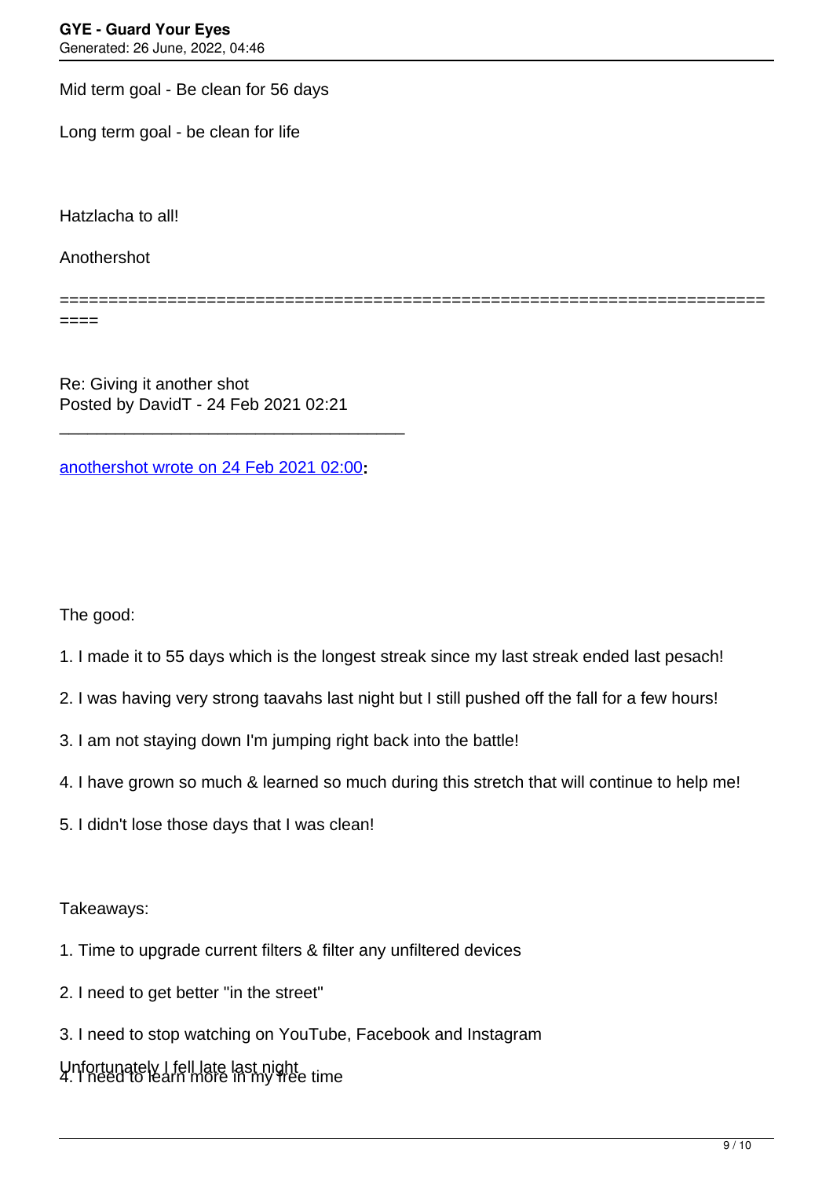Mid term goal - Be clean for 56 days

Long term goal - be clean for life

Hatzlacha to all!

Anothershot

============================================================================

Re: Giving it another shot
Posted by DavidT - 24 Feb 2021 02:21

---

anothershot wrote on 24 Feb 2021 02:00**:**

Unfortunately I fell late last night

The good:

1. I made it to 55 days which is the longest streak since my last streak ended last pesach!

2. I was having very strong taavahs last night but I still pushed off the fall for a few hours!

3. I am not staying down I'm jumping right back into the battle!

4. I have grown so much & learned so much during this stretch that will continue to help me!

5. I didn't lose those days that I was clean!

Takeaways:

1. Time to upgrade current filters & filter any unfiltered devices

2. I need to get better "in the street"

3. I need to stop watching on YouTube, Facebook and Instagram

4. I need to learn more in my free time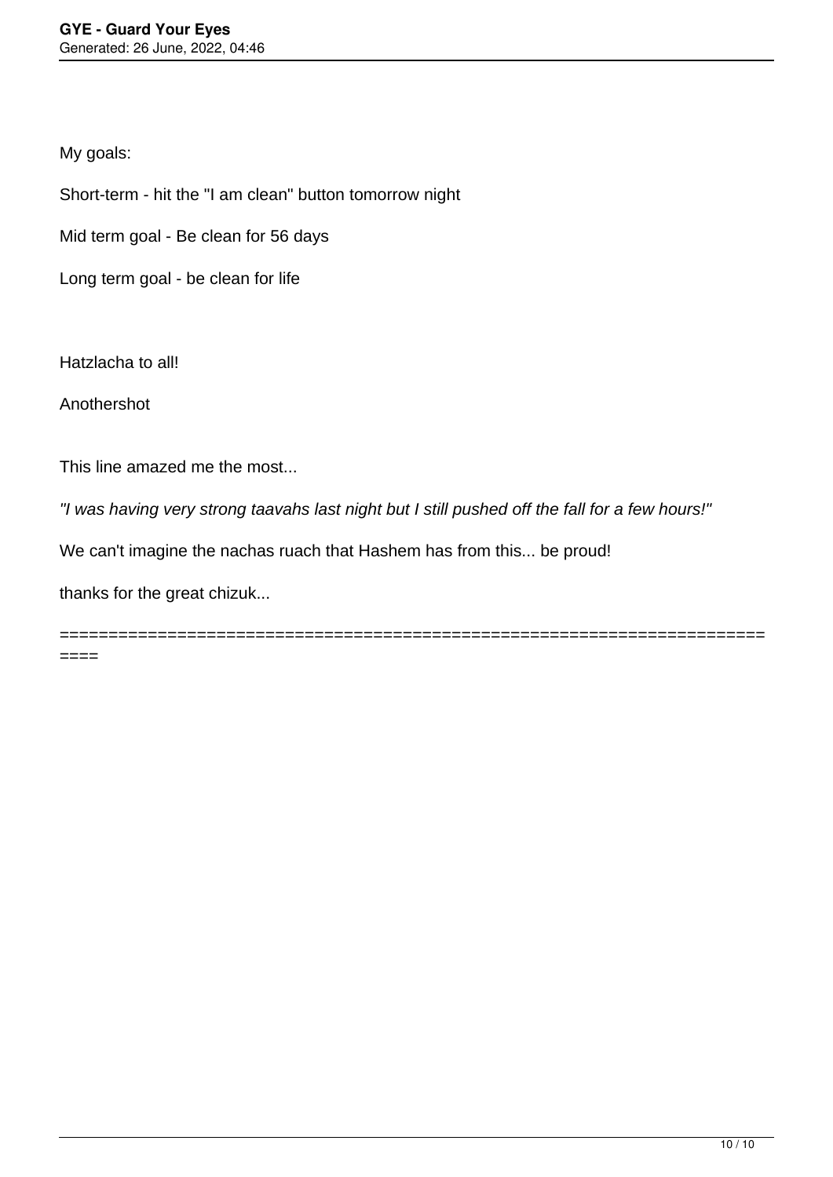My goals:

Short-term - hit the "I am clean" button tomorrow night

Mid term goal - Be clean for 56 days

Long term goal - be clean for life

Hatzlacha to all!

Anothershot

This line amazed me the most...

*"I was having very strong taavahs last night but I still pushed off the fall for a few hours!"*

We can't imagine the nachas ruach that Hashem has from this... be proud!

thanks for the great chizuk...

============================================================================